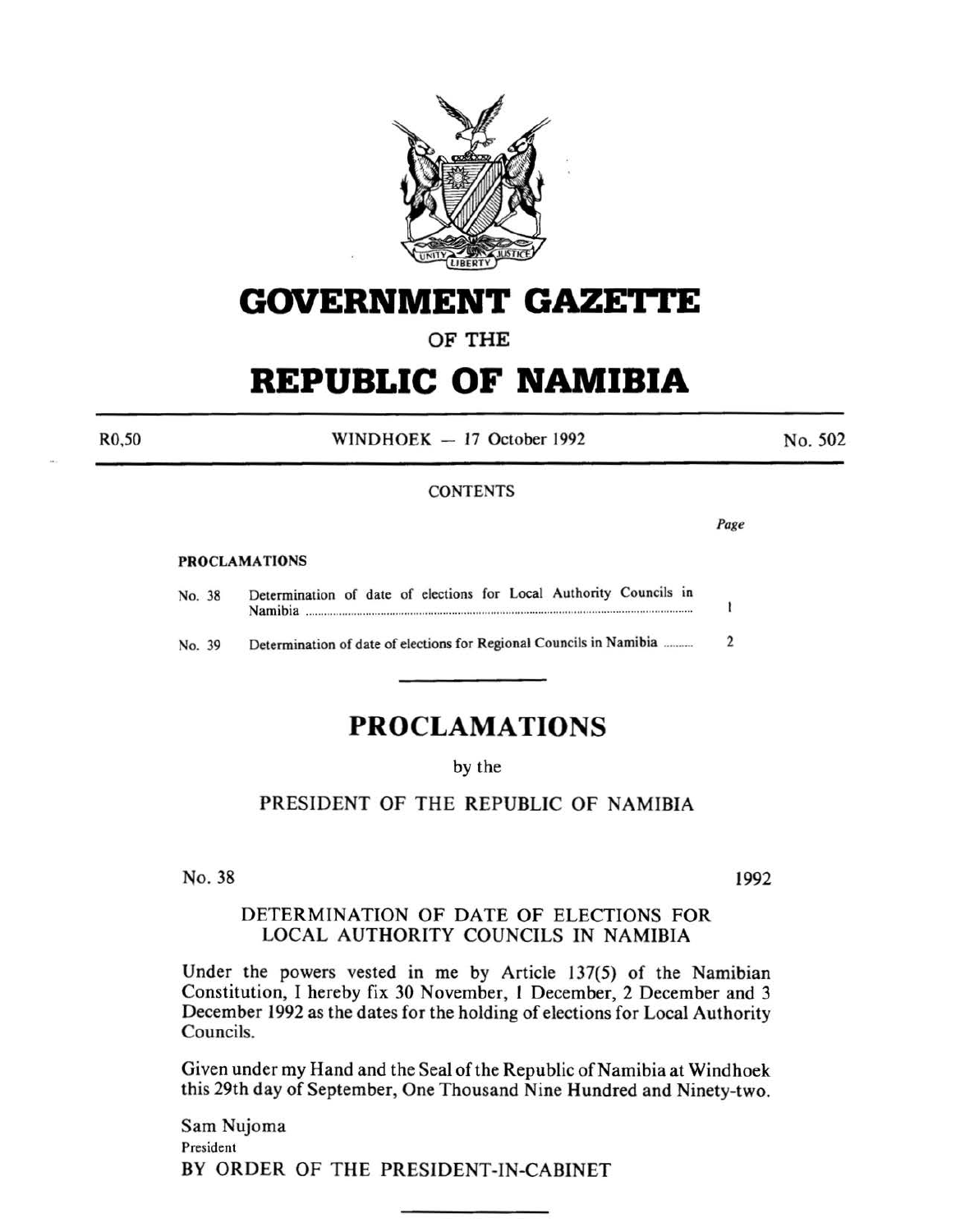# GOVERNMENT GAZETTE

OF THE

# REPUBLIC OF NAMIBIA

R0,50 | WINDHOEK — 17 October 1992 | No. 502

CONTENTS

| | | Page |
|---|---|---|
| **PROCLAMATIONS** | | |
| No. 38 | Determination of date of elections for Local Authority Councils in Namibia | 1 |
| No. 39 | Determination of date of elections for Regional Councils in Namibia | 2 |

## PROCLAMATIONS

by the

PRESIDENT OF THE REPUBLIC OF NAMIBIA

No. 38 | 1992

### DETERMINATION OF DATE OF ELECTIONS FOR LOCAL AUTHORITY COUNCILS IN NAMIBIA

Under the powers vested in me by Article 137(5) of the Namibian Constitution, I hereby fix 30 November, 1 December, 2 December and 3 December 1992 as the dates for the holding of elections for Local Authority Councils.

Given under my Hand and the Seal of the Republic of Namibia at Windhoek this 29th day of September, One Thousand Nine Hundred and Ninety-two.

Sam Nujoma
President
BY ORDER OF THE PRESIDENT-IN-CABINET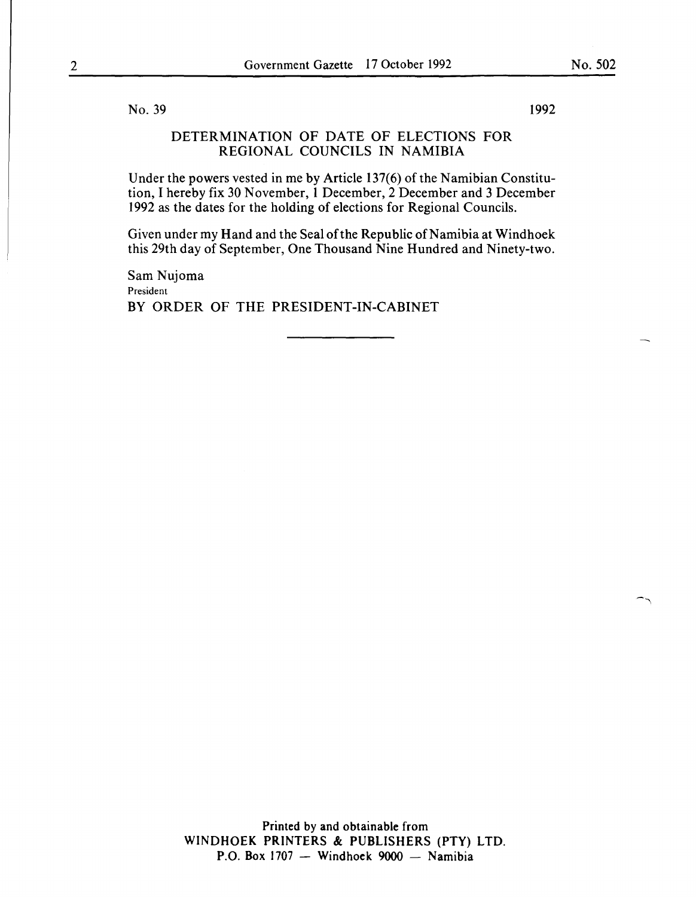No. 39 1992

## DETERMINATION OF DATE OF ELECTIONS FOR REGIONAL COUNCILS IN NAMIBIA

Under the powers vested in me by Article 137(6) of the Namibian Constitution, I hereby fix 30 November, 1 December, 2 December and 3 December 1992 as the dates for the holding of elections for Regional Councils.

Given under my Hand and the Seal of the Republic of Namibia at Windhoek this 29th day of September, One Thousand Nine Hundred and Ninety-two.

Sam Nujoma
President
BY ORDER OF THE PRESIDENT-IN-CABINET

---

Printed by and obtainable from
WINDHOEK PRINTERS & PUBLISHERS (PTY) LTD.
P.O. Box 1707 — Windhoek 9000 — Namibia